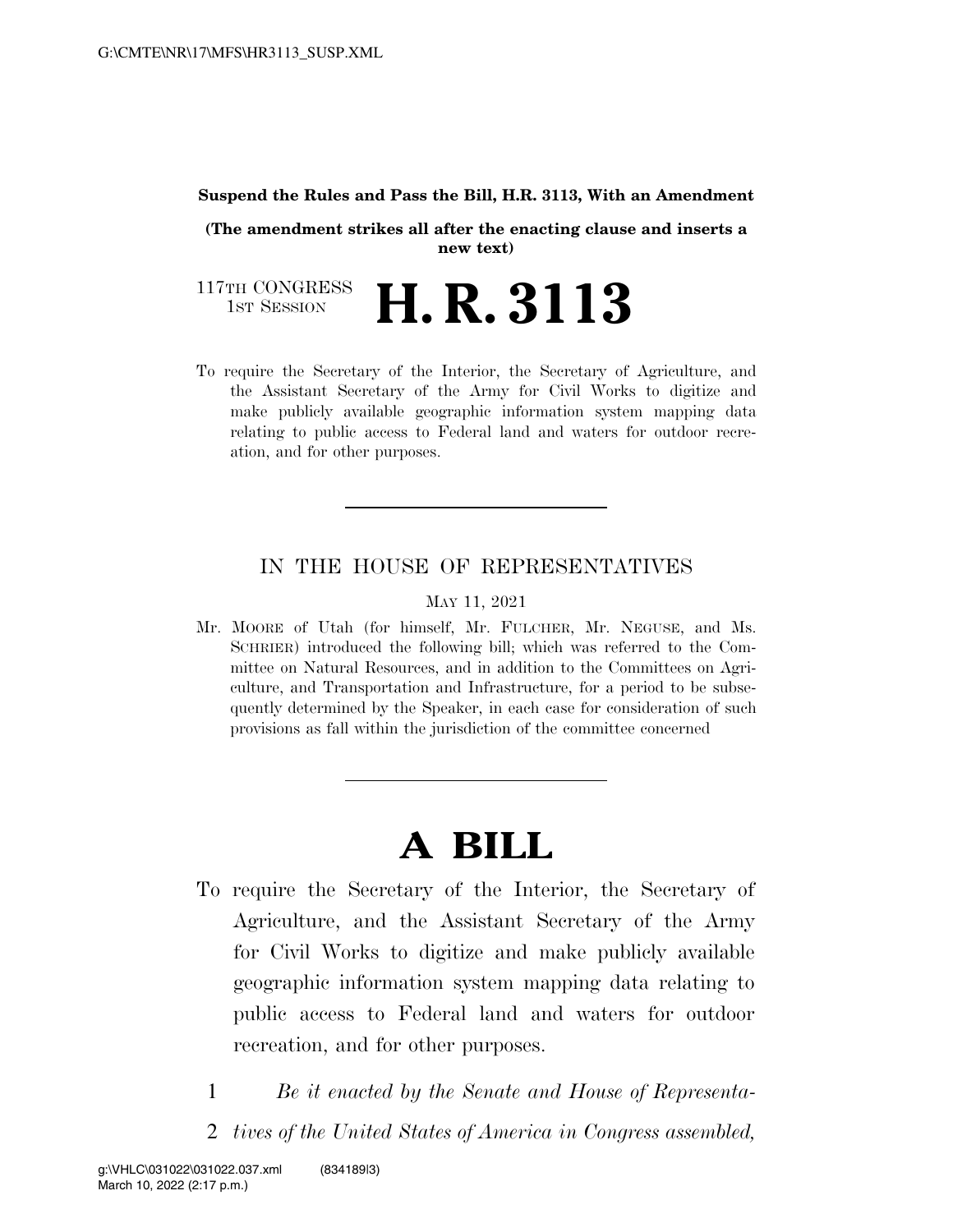**Suspend the Rules and Pass the Bill, H.R. 3113, With an Amendment**

**(The amendment strikes all after the enacting clause and inserts a new text)**

117TH CONGRESS
1ST SESSION

# H. R. 3113

To require the Secretary of the Interior, the Secretary of Agriculture, and the Assistant Secretary of the Army for Civil Works to digitize and make publicly available geographic information system mapping data relating to public access to Federal land and waters for outdoor recreation, and for other purposes.

IN THE HOUSE OF REPRESENTATIVES

MAY 11, 2021

Mr. MOORE of Utah (for himself, Mr. FULCHER, Mr. NEGUSE, and Ms. SCHRIER) introduced the following bill; which was referred to the Committee on Natural Resources, and in addition to the Committees on Agriculture, and Transportation and Infrastructure, for a period to be subsequently determined by the Speaker, in each case for consideration of such provisions as fall within the jurisdiction of the committee concerned

# A BILL

To require the Secretary of the Interior, the Secretary of Agriculture, and the Assistant Secretary of the Army for Civil Works to digitize and make publicly available geographic information system mapping data relating to public access to Federal land and waters for outdoor recreation, and for other purposes.

1 *Be it enacted by the Senate and House of Representa-*
2 *tives of the United States of America in Congress assembled,*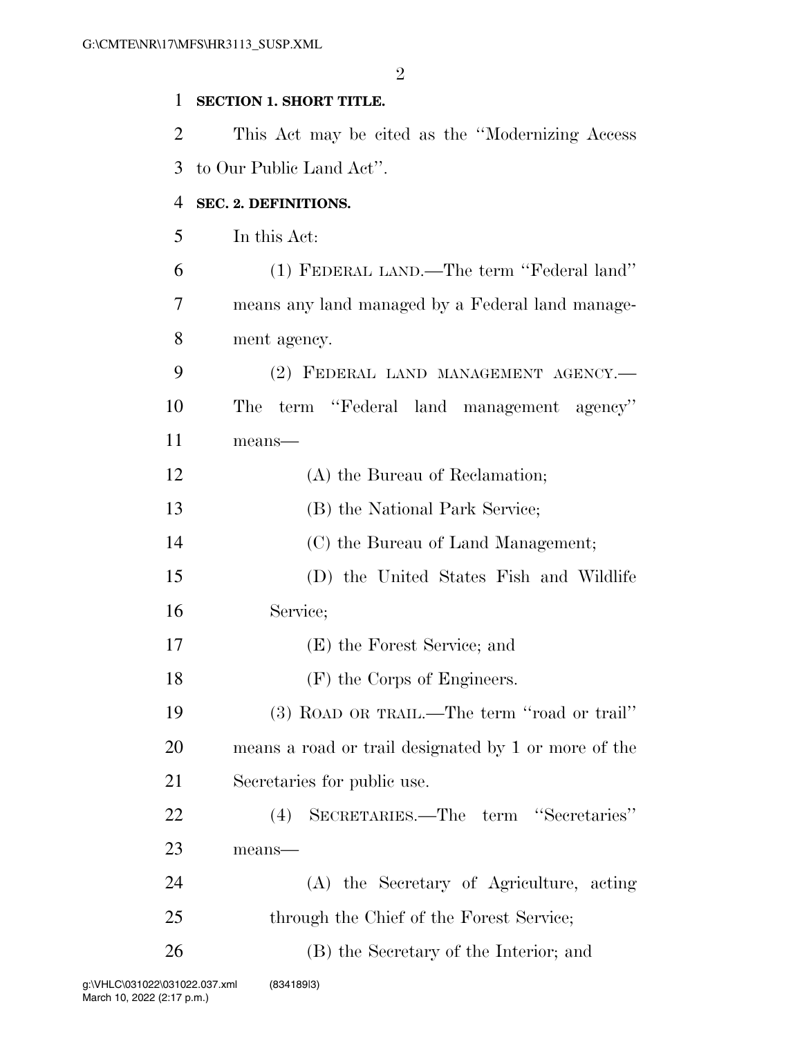**SECTION 1. SHORT TITLE.**

This Act may be cited as the ''Modernizing Access to Our Public Land Act''.

**SEC. 2. DEFINITIONS.**

In this Act:

(1) FEDERAL LAND.—The term ''Federal land'' means any land managed by a Federal land management agency.

(2) FEDERAL LAND MANAGEMENT AGENCY.—The term ''Federal land management agency'' means—

(A) the Bureau of Reclamation;

(B) the National Park Service;

(C) the Bureau of Land Management;

(D) the United States Fish and Wildlife Service;

(E) the Forest Service; and

(F) the Corps of Engineers.

(3) ROAD OR TRAIL.—The term ''road or trail'' means a road or trail designated by 1 or more of the Secretaries for public use.

(4) SECRETARIES.—The term ''Secretaries'' means—

(A) the Secretary of Agriculture, acting through the Chief of the Forest Service;

(B) the Secretary of the Interior; and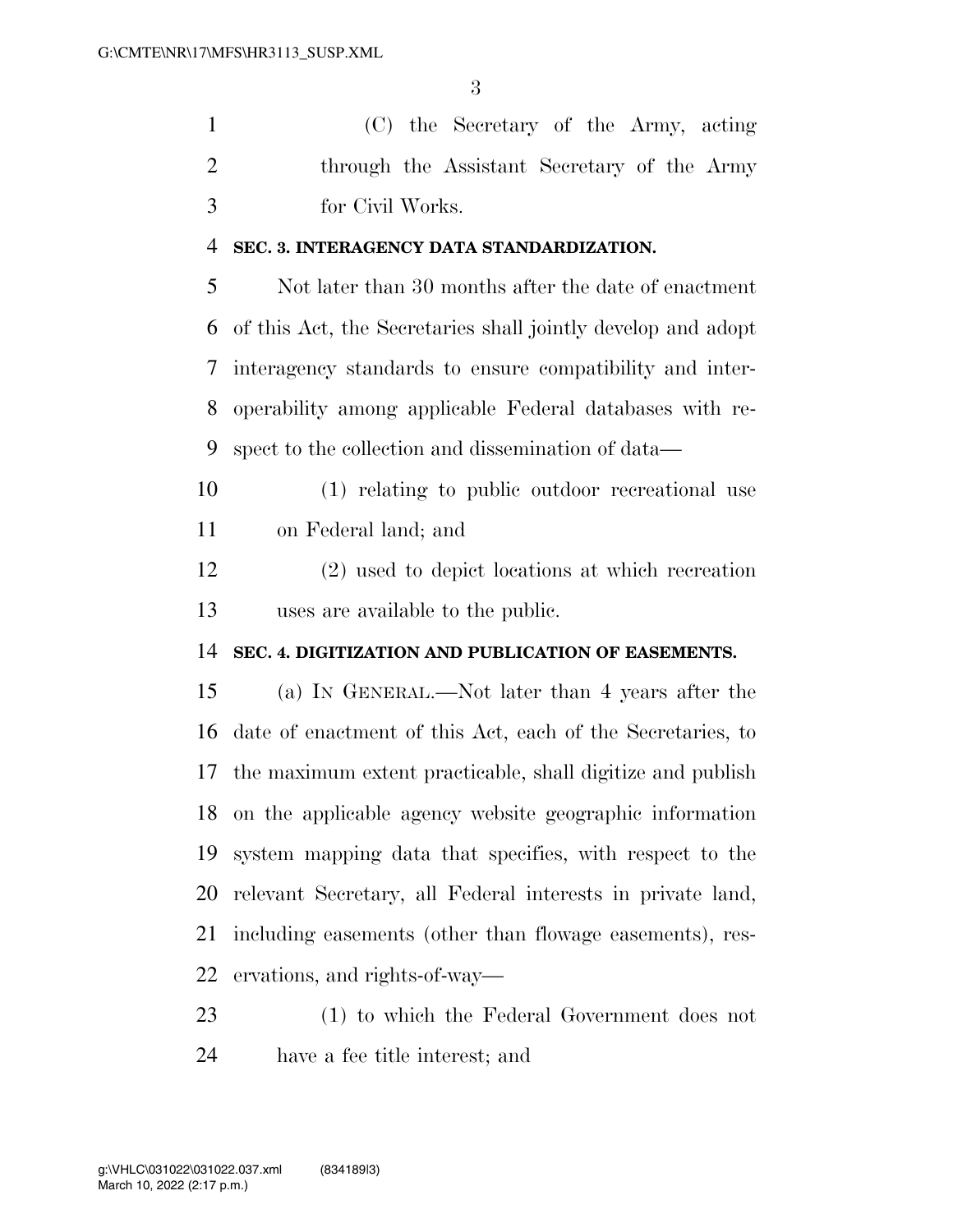(C) the Secretary of the Army, acting through the Assistant Secretary of the Army for Civil Works.

**SEC. 3. INTERAGENCY DATA STANDARDIZATION.**

Not later than 30 months after the date of enactment of this Act, the Secretaries shall jointly develop and adopt interagency standards to ensure compatibility and interoperability among applicable Federal databases with respect to the collection and dissemination of data—

(1) relating to public outdoor recreational use on Federal land; and

(2) used to depict locations at which recreation uses are available to the public.

**SEC. 4. DIGITIZATION AND PUBLICATION OF EASEMENTS.**

(a) IN GENERAL.—Not later than 4 years after the date of enactment of this Act, each of the Secretaries, to the maximum extent practicable, shall digitize and publish on the applicable agency website geographic information system mapping data that specifies, with respect to the relevant Secretary, all Federal interests in private land, including easements (other than flowage easements), reservations, and rights-of-way—

(1) to which the Federal Government does not have a fee title interest; and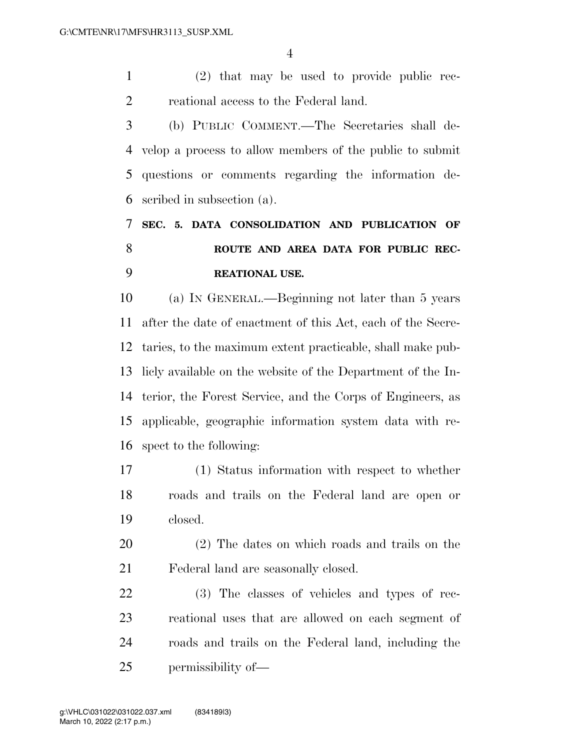(2) that may be used to provide public recreational access to the Federal land.

(b) PUBLIC COMMENT.—The Secretaries shall develop a process to allow members of the public to submit questions or comments regarding the information described in subsection (a).

## SEC. 5. DATA CONSOLIDATION AND PUBLICATION OF ROUTE AND AREA DATA FOR PUBLIC RECREATIONAL USE.

(a) IN GENERAL.—Beginning not later than 5 years after the date of enactment of this Act, each of the Secretaries, to the maximum extent practicable, shall make publicly available on the website of the Department of the Interior, the Forest Service, and the Corps of Engineers, as applicable, geographic information system data with respect to the following:

(1) Status information with respect to whether roads and trails on the Federal land are open or closed.

(2) The dates on which roads and trails on the Federal land are seasonally closed.

(3) The classes of vehicles and types of recreational uses that are allowed on each segment of roads and trails on the Federal land, including the permissibility of—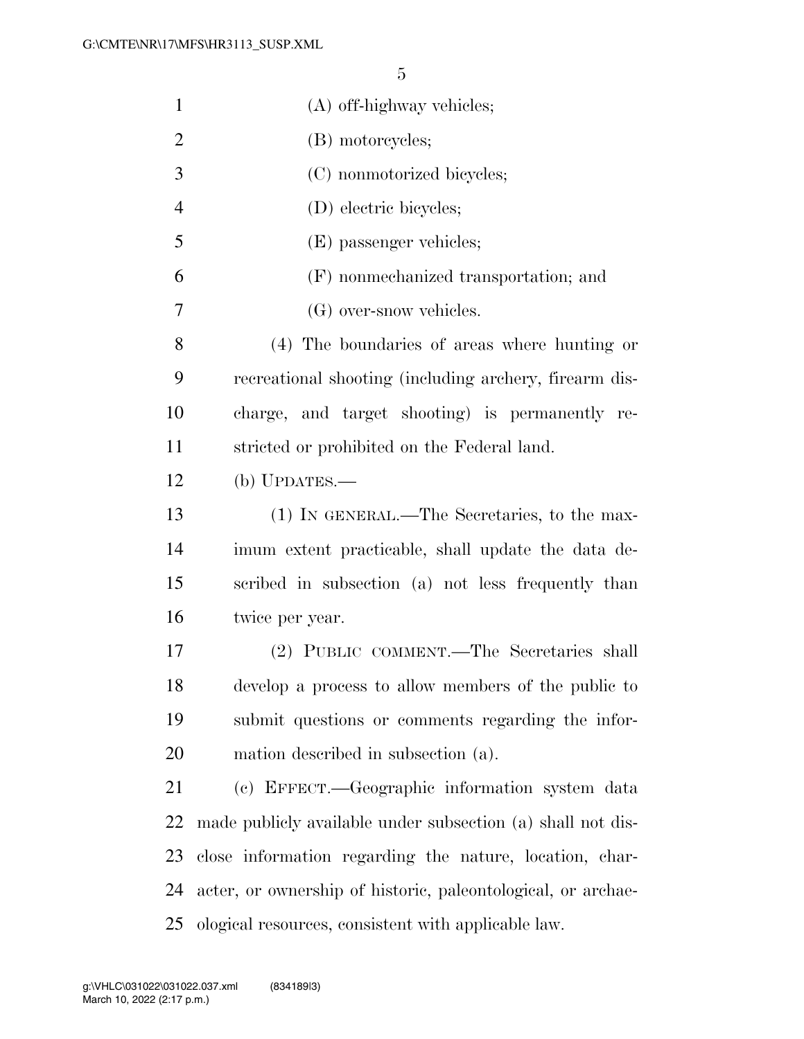(A) off-highway vehicles;

(B) motorcycles;

(C) nonmotorized bicycles;

(D) electric bicycles;

(E) passenger vehicles;

(F) nonmechanized transportation; and

(G) over-snow vehicles.

(4) The boundaries of areas where hunting or recreational shooting (including archery, firearm discharge, and target shooting) is permanently restricted or prohibited on the Federal land.

(b) UPDATES.—

(1) IN GENERAL.—The Secretaries, to the maximum extent practicable, shall update the data described in subsection (a) not less frequently than twice per year.

(2) PUBLIC COMMENT.—The Secretaries shall develop a process to allow members of the public to submit questions or comments regarding the information described in subsection (a).

(c) EFFECT.—Geographic information system data made publicly available under subsection (a) shall not disclose information regarding the nature, location, character, or ownership of historic, paleontological, or archaeological resources, consistent with applicable law.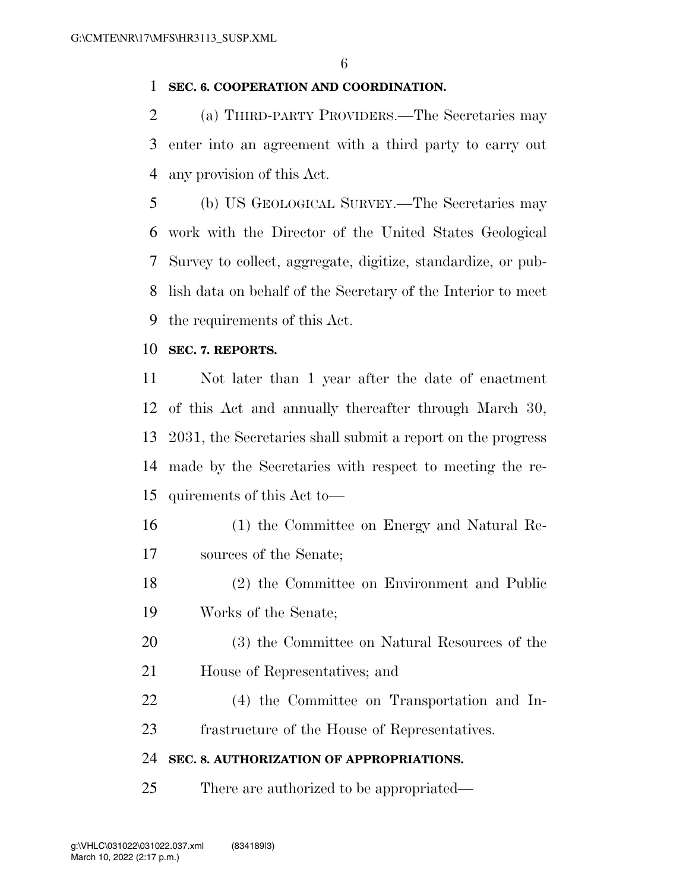**SEC. 6. COOPERATION AND COORDINATION.**

(a) THIRD-PARTY PROVIDERS.—The Secretaries may enter into an agreement with a third party to carry out any provision of this Act.

(b) US GEOLOGICAL SURVEY.—The Secretaries may work with the Director of the United States Geological Survey to collect, aggregate, digitize, standardize, or publish data on behalf of the Secretary of the Interior to meet the requirements of this Act.

**SEC. 7. REPORTS.**

Not later than 1 year after the date of enactment of this Act and annually thereafter through March 30, 2031, the Secretaries shall submit a report on the progress made by the Secretaries with respect to meeting the requirements of this Act to—

(1) the Committee on Energy and Natural Resources of the Senate;

(2) the Committee on Environment and Public Works of the Senate;

(3) the Committee on Natural Resources of the House of Representatives; and

(4) the Committee on Transportation and Infrastructure of the House of Representatives.

**SEC. 8. AUTHORIZATION OF APPROPRIATIONS.**

There are authorized to be appropriated—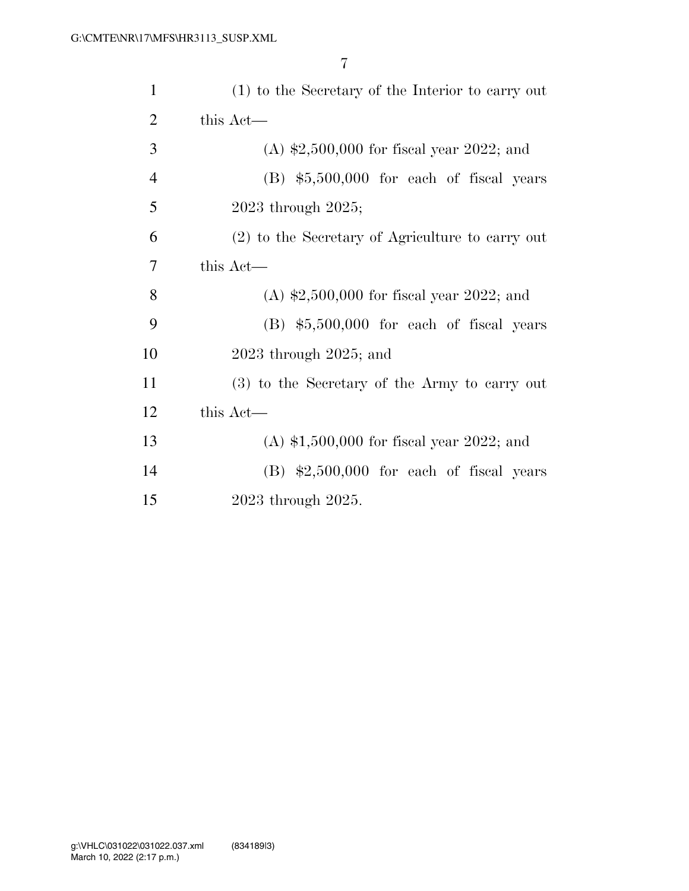(1) to the Secretary of the Interior to carry out this Act—

(A) $2,500,000 for fiscal year 2022; and

(B) $5,500,000 for each of fiscal years 2023 through 2025;

(2) to the Secretary of Agriculture to carry out this Act—

(A) $2,500,000 for fiscal year 2022; and

(B) $5,500,000 for each of fiscal years 2023 through 2025; and

(3) to the Secretary of the Army to carry out this Act—

(A) $1,500,000 for fiscal year 2022; and

(B) $2,500,000 for each of fiscal years 2023 through 2025.